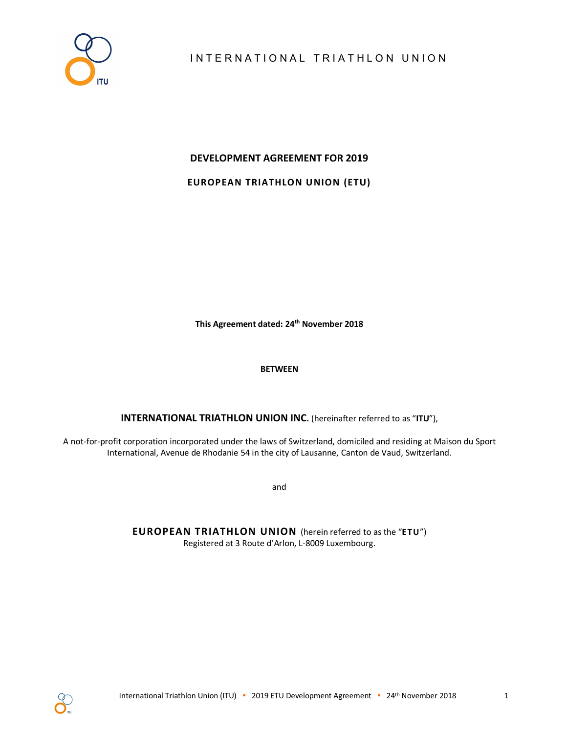INTERNATIONAL TRIATHLON UNION

# DEVELOPMENT AGREEMENT FOR 2019

## EUROPEAN TRIATHLON UNION (ETU)

**This Agreement dated: 24th November 2018**

**BETWEEN**

**INTERNATIONAL TRIATHLON UNION INC.** (hereinafter referred to as "**ITU**"),

A not-for-profit corporation incorporated under the laws of Switzerland, domiciled and residing at Maison du Sport International, Avenue de Rhodanie 54 in the city of Lausanne, Canton de Vaud, Switzerland.

and

**EUROPEAN TRIATHLON UNION** (herein referred to as the "**ETU**")
Registered at 3 Route d'Arlon, L-8009 Luxembourg.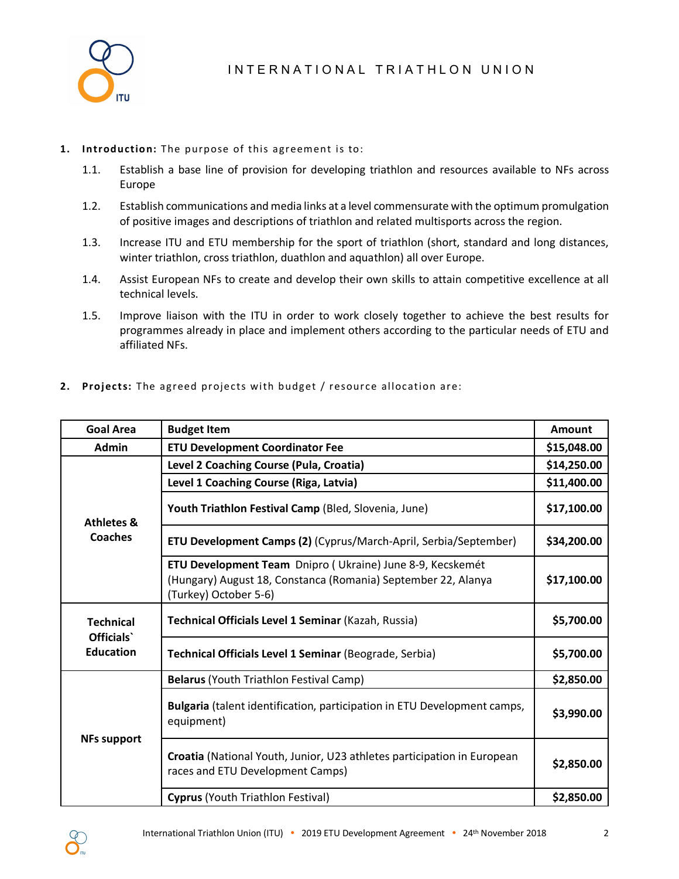1. **Introduction:** The purpose of this agreement is to:
   - 1.1. Establish a base line of provision for developing triathlon and resources available to NFs across Europe
   - 1.2. Establish communications and media links at a level commensurate with the optimum promulgation of positive images and descriptions of triathlon and related multisports across the region.
   - 1.3. Increase ITU and ETU membership for the sport of triathlon (short, standard and long distances, winter triathlon, cross triathlon, duathlon and aquathlon) all over Europe.
   - 1.4. Assist European NFs to create and develop their own skills to attain competitive excellence at all technical levels.
   - 1.5. Improve liaison with the ITU in order to work closely together to achieve the best results for programmes already in place and implement others according to the particular needs of ETU and affiliated NFs.

2. **Projects:** The agreed projects with budget / resource allocation are:

| Goal Area | Budget Item | Amount |
|---|---|---|
| **Admin** | **ETU Development Coordinator Fee** | **$15,048.00** |
| **Athletes & Coaches** | **Level 2 Coaching Course (Pula, Croatia)** | **$14,250.00** |
| | **Level 1 Coaching Course (Riga, Latvia)** | **$11,400.00** |
| | **Youth Triathlon Festival Camp** (Bled, Slovenia, June) | **$17,100.00** |
| | **ETU Development Camps (2)** (Cyprus/March-April, Serbia/September) | **$34,200.00** |
| | **ETU Development Team** Dnipro ( Ukraine) June 8-9, Kecskemét (Hungary) August 18, Constanca (Romania) September 22, Alanya (Turkey) October 5-6) | **$17,100.00** |
| **Technical Officials` Education** | **Technical Officials Level 1 Seminar** (Kazah, Russia) | **$5,700.00** |
| | **Technical Officials Level 1 Seminar** (Beograde, Serbia) | **$5,700.00** |
| **NFs support** | **Belarus** (Youth Triathlon Festival Camp) | **$2,850.00** |
| | **Bulgaria** (talent identification, participation in ETU Development camps, equipment) | **$3,990.00** |
| | **Croatia** (National Youth, Junior, U23 athletes participation in European races and ETU Development Camps) | **$2,850.00** |
| | **Cyprus** (Youth Triathlon Festival) | **$2,850.00** |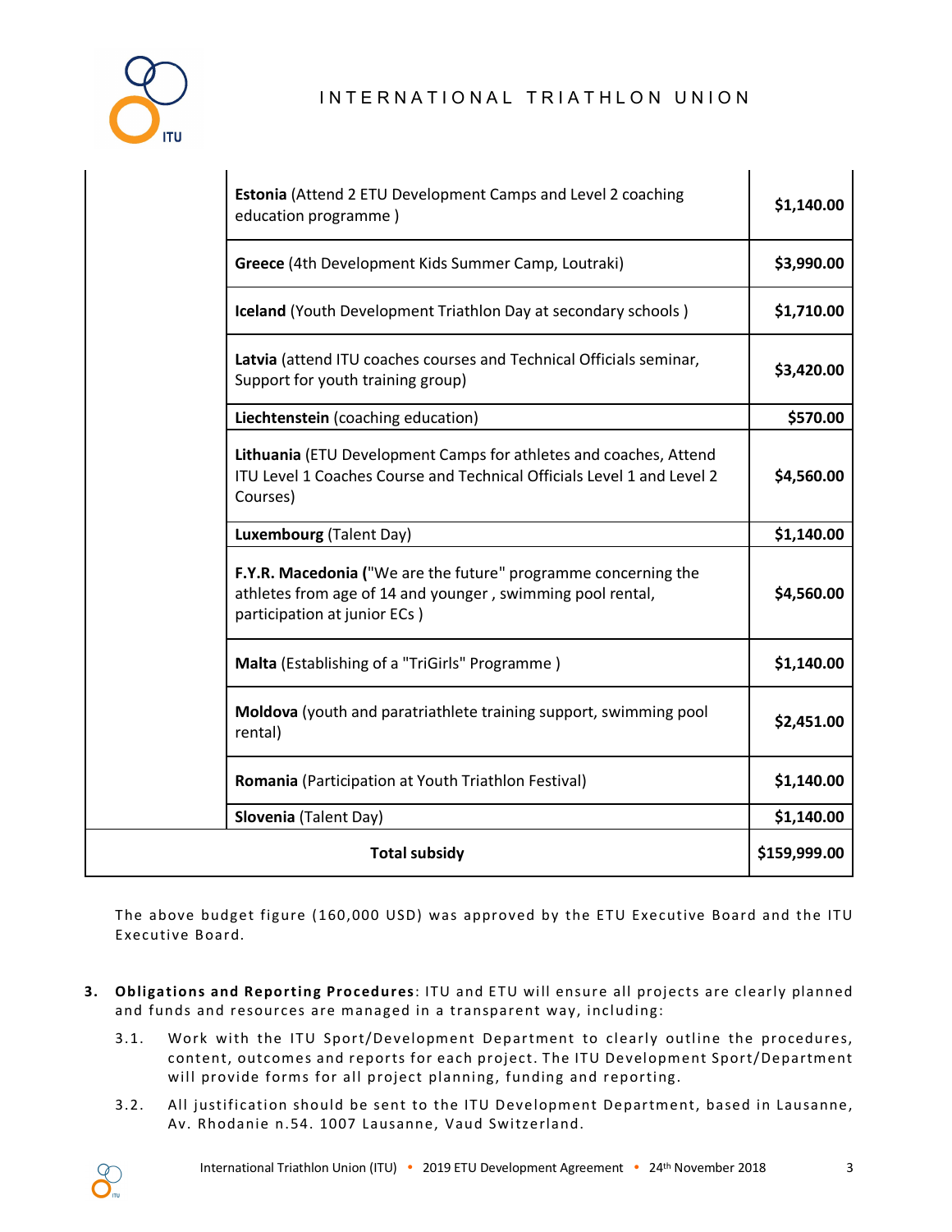| | | |
|---|---|---|
| | **Estonia** (Attend 2 ETU Development Camps and Level 2 coaching education programme ) | **$1,140.00** |
| | **Greece** (4th Development Kids Summer Camp, Loutraki) | **$3,990.00** |
| | **Iceland** (Youth Development Triathlon Day at secondary schools ) | **$1,710.00** |
| | **Latvia** (attend ITU coaches courses and Technical Officials seminar, Support for youth training group) | **$3,420.00** |
| | **Liechtenstein** (coaching education) | **$570.00** |
| | **Lithuania** (ETU Development Camps for athletes and coaches, Attend ITU Level 1 Coaches Course and Technical Officials Level 1 and Level 2 Courses) | **$4,560.00** |
| | **Luxembourg** (Talent Day) | **$1,140.00** |
| | **F.Y.R. Macedonia (**"We are the future" programme concerning the athletes from age of 14 and younger , swimming pool rental, participation at junior ECs ) | **$4,560.00** |
| | **Malta** (Establishing of a "TriGirls" Programme ) | **$1,140.00** |
| | **Moldova** (youth and paratriathlete training support, swimming pool rental) | **$2,451.00** |
| | **Romania** (Participation at Youth Triathlon Festival) | **$1,140.00** |
| | **Slovenia** (Talent Day) | **$1,140.00** |
| **Total subsidy** | | **$159,999.00** |

The above budget figure (160,000 USD) was approved by the ETU Executive Board and the ITU Executive Board.

3. **Obligations and Reporting Procedures**: ITU and ETU will ensure all projects are clearly planned and funds and resources are managed in a transparent way, including:

   3.1. Work with the ITU Sport/Development Department to clearly outline the procedures, content, outcomes and reports for each project. The ITU Development Sport/Department will provide forms for all project planning, funding and reporting.

   3.2. All justification should be sent to the ITU Development Department, based in Lausanne, Av. Rhodanie n.54. 1007 Lausanne, Vaud Switzerland.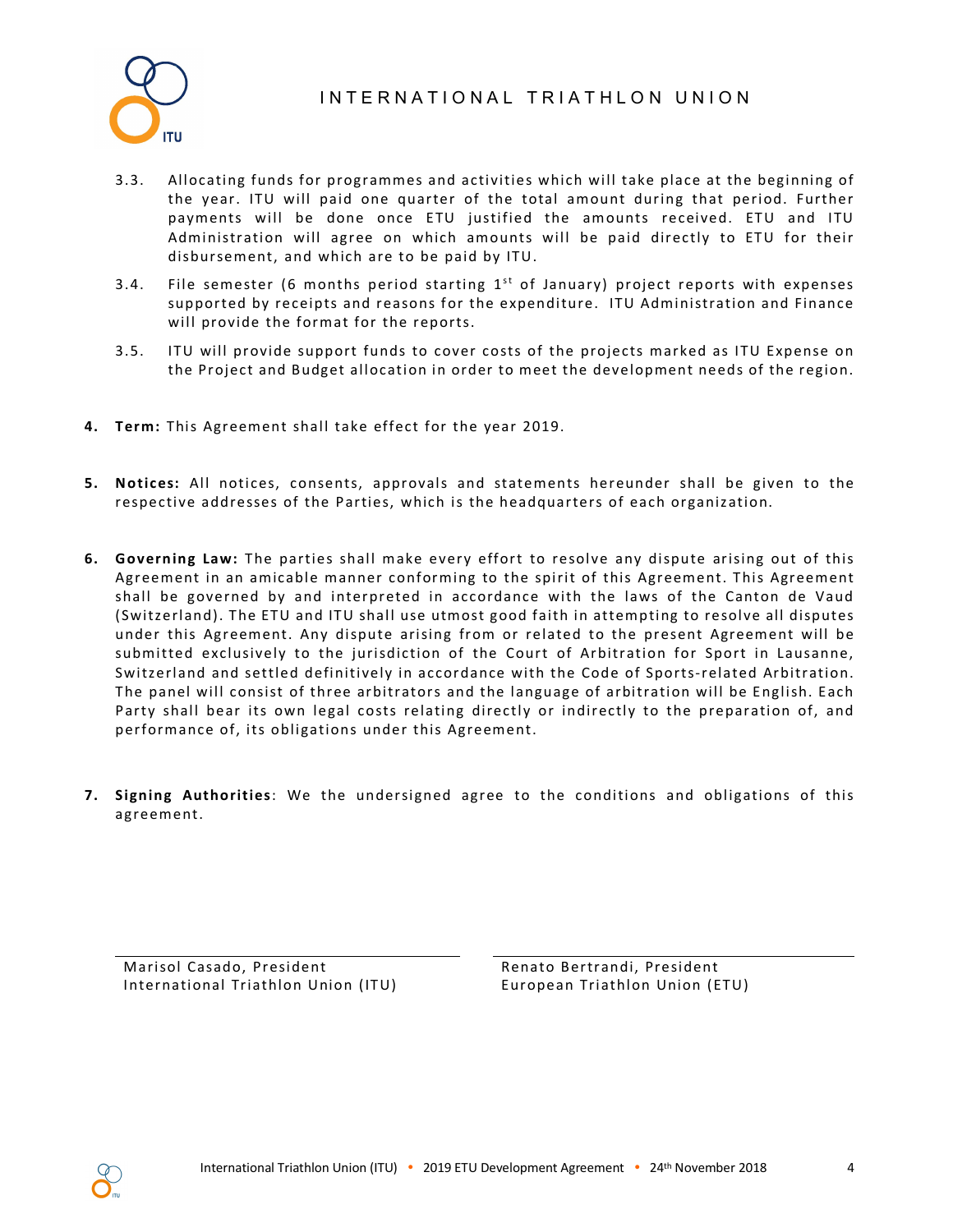3.3. Allocating funds for programmes and activities which will take place at the beginning of the year. ITU will paid one quarter of the total amount during that period. Further payments will be done once ETU justified the amounts received. ETU and ITU Administration will agree on which amounts will be paid directly to ETU for their disbursement, and which are to be paid by ITU.

3.4. File semester (6 months period starting 1st of January) project reports with expenses supported by receipts and reasons for the expenditure. ITU Administration and Finance will provide the format for the reports.

3.5. ITU will provide support funds to cover costs of the projects marked as ITU Expense on the Project and Budget allocation in order to meet the development needs of the region.

4. **Term:** This Agreement shall take effect for the year 2019.

5. **Notices:** All notices, consents, approvals and statements hereunder shall be given to the respective addresses of the Parties, which is the headquarters of each organization.

6. **Governing Law:** The parties shall make every effort to resolve any dispute arising out of this Agreement in an amicable manner conforming to the spirit of this Agreement. This Agreement shall be governed by and interpreted in accordance with the laws of the Canton de Vaud (Switzerland). The ETU and ITU shall use utmost good faith in attempting to resolve all disputes under this Agreement. Any dispute arising from or related to the present Agreement will be submitted exclusively to the jurisdiction of the Court of Arbitration for Sport in Lausanne, Switzerland and settled definitively in accordance with the Code of Sports-related Arbitration. The panel will consist of three arbitrators and the language of arbitration will be English. Each Party shall bear its own legal costs relating directly or indirectly to the preparation of, and performance of, its obligations under this Agreement.

7. **Signing Authorities**: We the undersigned agree to the conditions and obligations of this agreement.

| | |
|---|---|
| Marisol Casado, President<br>International Triathlon Union (ITU) | Renato Bertrandi, President<br>European Triathlon Union (ETU) |